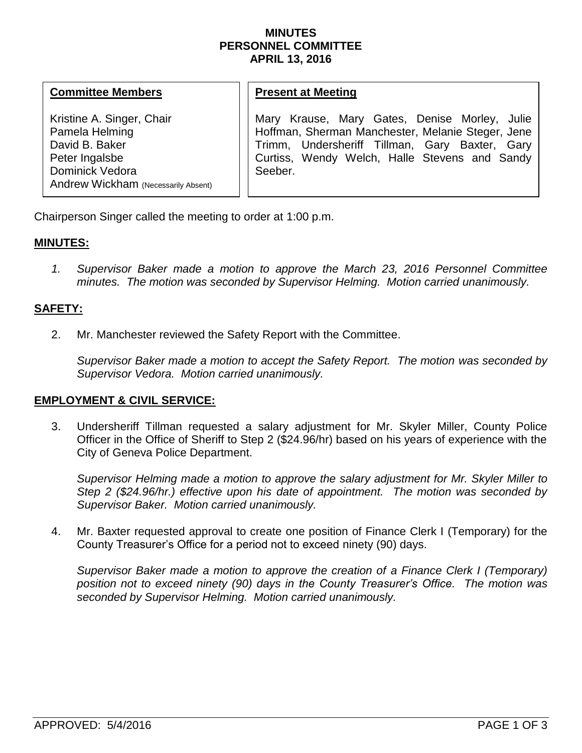# MINUTES
# PERSONNEL COMMITTEE
# APRIL 13, 2016

| **Committee Members** | **Present at Meeting** |
|---|---|
| Kristine A. Singer, Chair<br>Pamela Helming<br>David B. Baker<br>Peter Ingalsbe<br>Dominick Vedora<br>Andrew Wickham (Necessarily Absent) | Mary Krause, Mary Gates, Denise Morley, Julie Hoffman, Sherman Manchester, Melanie Steger, Jene Trimm, Undersheriff Tillman, Gary Baxter, Gary Curtiss, Wendy Welch, Halle Stevens and Sandy Seeber. |

Chairperson Singer called the meeting to order at 1:00 p.m.

## MINUTES:

1. *Supervisor Baker made a motion to approve the March 23, 2016 Personnel Committee minutes. The motion was seconded by Supervisor Helming. Motion carried unanimously.*

## SAFETY:

2. Mr. Manchester reviewed the Safety Report with the Committee.

   *Supervisor Baker made a motion to accept the Safety Report. The motion was seconded by Supervisor Vedora. Motion carried unanimously.*

## EMPLOYMENT & CIVIL SERVICE:

3. Undersheriff Tillman requested a salary adjustment for Mr. Skyler Miller, County Police Officer in the Office of Sheriff to Step 2 ($24.96/hr) based on his years of experience with the City of Geneva Police Department.

   *Supervisor Helming made a motion to approve the salary adjustment for Mr. Skyler Miller to Step 2 ($24.96/hr.) effective upon his date of appointment. The motion was seconded by Supervisor Baker. Motion carried unanimously.*

4. Mr. Baxter requested approval to create one position of Finance Clerk I (Temporary) for the County Treasurer's Office for a period not to exceed ninety (90) days.

   *Supervisor Baker made a motion to approve the creation of a Finance Clerk I (Temporary) position not to exceed ninety (90) days in the County Treasurer's Office. The motion was seconded by Supervisor Helming. Motion carried unanimously.*

APPROVED: 5/4/2016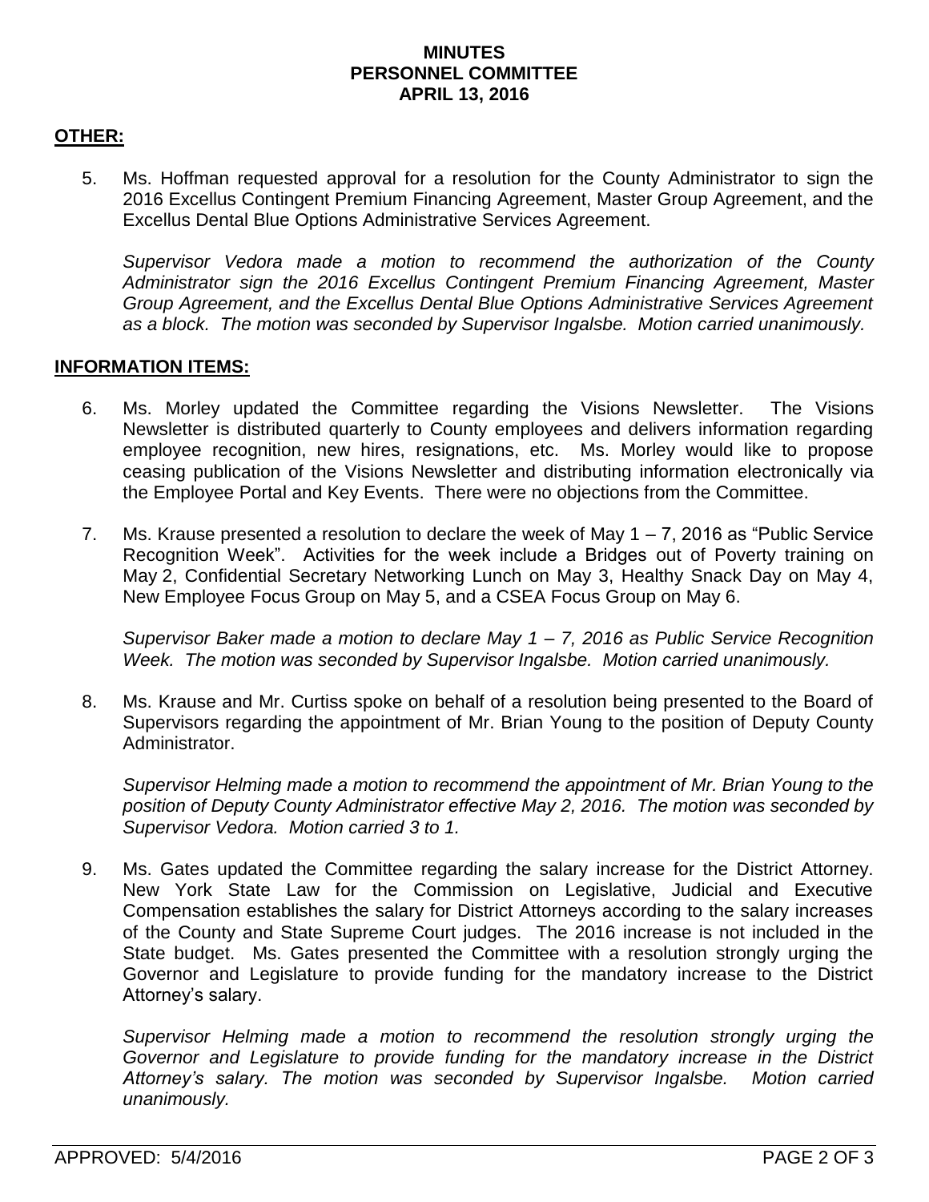**MINUTES**
**PERSONNEL COMMITTEE**
**APRIL 13, 2016**

## OTHER:

5. Ms. Hoffman requested approval for a resolution for the County Administrator to sign the 2016 Excellus Contingent Premium Financing Agreement, Master Group Agreement, and the Excellus Dental Blue Options Administrative Services Agreement.

   *Supervisor Vedora made a motion to recommend the authorization of the County Administrator sign the 2016 Excellus Contingent Premium Financing Agreement, Master Group Agreement, and the Excellus Dental Blue Options Administrative Services Agreement as a block. The motion was seconded by Supervisor Ingalsbe. Motion carried unanimously.*

## INFORMATION ITEMS:

6. Ms. Morley updated the Committee regarding the Visions Newsletter. The Visions Newsletter is distributed quarterly to County employees and delivers information regarding employee recognition, new hires, resignations, etc. Ms. Morley would like to propose ceasing publication of the Visions Newsletter and distributing information electronically via the Employee Portal and Key Events. There were no objections from the Committee.

7. Ms. Krause presented a resolution to declare the week of May 1 – 7, 2016 as "Public Service Recognition Week". Activities for the week include a Bridges out of Poverty training on May 2, Confidential Secretary Networking Lunch on May 3, Healthy Snack Day on May 4, New Employee Focus Group on May 5, and a CSEA Focus Group on May 6.

   *Supervisor Baker made a motion to declare May 1 – 7, 2016 as Public Service Recognition Week. The motion was seconded by Supervisor Ingalsbe. Motion carried unanimously.*

8. Ms. Krause and Mr. Curtiss spoke on behalf of a resolution being presented to the Board of Supervisors regarding the appointment of Mr. Brian Young to the position of Deputy County Administrator.

   *Supervisor Helming made a motion to recommend the appointment of Mr. Brian Young to the position of Deputy County Administrator effective May 2, 2016. The motion was seconded by Supervisor Vedora. Motion carried 3 to 1.*

9. Ms. Gates updated the Committee regarding the salary increase for the District Attorney. New York State Law for the Commission on Legislative, Judicial and Executive Compensation establishes the salary for District Attorneys according to the salary increases of the County and State Supreme Court judges. The 2016 increase is not included in the State budget. Ms. Gates presented the Committee with a resolution strongly urging the Governor and Legislature to provide funding for the mandatory increase to the District Attorney's salary.

   *Supervisor Helming made a motion to recommend the resolution strongly urging the Governor and Legislature to provide funding for the mandatory increase in the District Attorney's salary. The motion was seconded by Supervisor Ingalsbe. Motion carried unanimously.*

APPROVED: 5/4/2016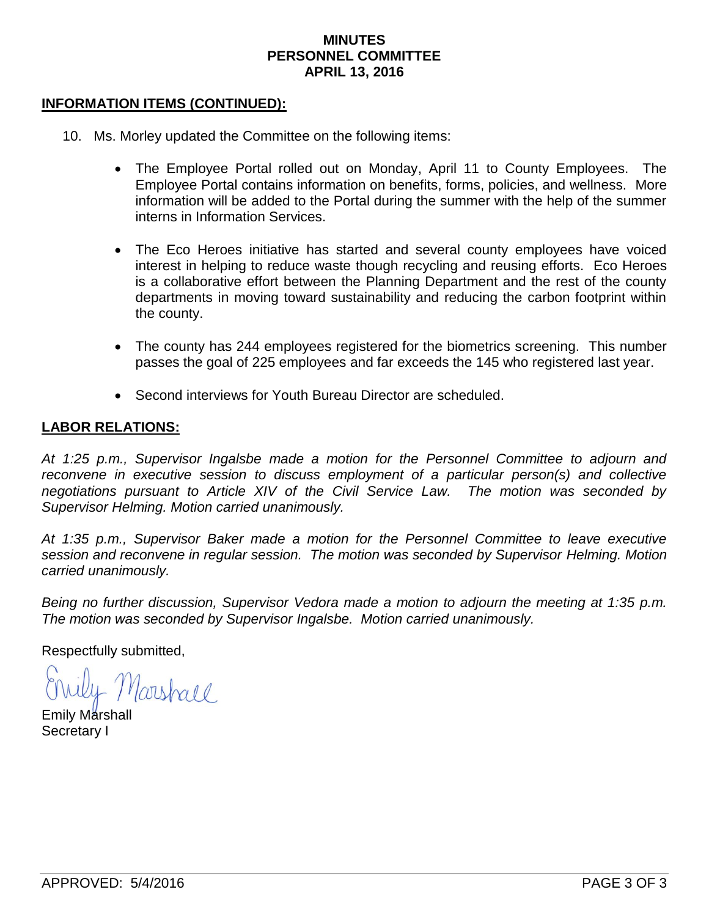**INFORMATION ITEMS (CONTINUED):**

10. Ms. Morley updated the Committee on the following items:

    - The Employee Portal rolled out on Monday, April 11 to County Employees. The Employee Portal contains information on benefits, forms, policies, and wellness. More information will be added to the Portal during the summer with the help of the summer interns in Information Services.

    - The Eco Heroes initiative has started and several county employees have voiced interest in helping to reduce waste though recycling and reusing efforts. Eco Heroes is a collaborative effort between the Planning Department and the rest of the county departments in moving toward sustainability and reducing the carbon footprint within the county.

    - The county has 244 employees registered for the biometrics screening. This number passes the goal of 225 employees and far exceeds the 145 who registered last year.

    - Second interviews for Youth Bureau Director are scheduled.

**LABOR RELATIONS:**

*At 1:25 p.m., Supervisor Ingalsbe made a motion for the Personnel Committee to adjourn and reconvene in executive session to discuss employment of a particular person(s) and collective negotiations pursuant to Article XIV of the Civil Service Law. The motion was seconded by Supervisor Helming. Motion carried unanimously.*

*At 1:35 p.m., Supervisor Baker made a motion for the Personnel Committee to leave executive session and reconvene in regular session. The motion was seconded by Supervisor Helming. Motion carried unanimously.*

*Being no further discussion, Supervisor Vedora made a motion to adjourn the meeting at 1:35 p.m. The motion was seconded by Supervisor Ingalsbe. Motion carried unanimously.*

Respectfully submitted,

Emily Marshall

Emily Marshall
Secretary I

APPROVED: 5/4/2016